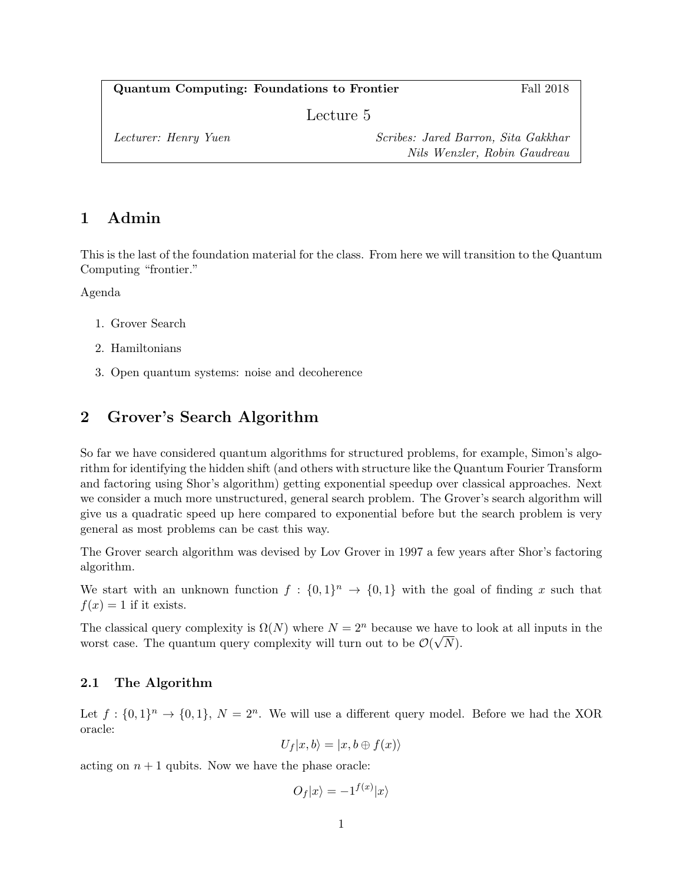**Quantum Computing: Foundations to Frontier** | Fall 2018

Lecture 5

*Lecturer: Henry Yuen* | *Scribes: Jared Barron, Sita Gakkhar, Nils Wenzler, Robin Gaudreau*

# 1 Admin

This is the last of the foundation material for the class. From here we will transition to the Quantum Computing "frontier."

Agenda

1. Grover Search
2. Hamiltonians
3. Open quantum systems: noise and decoherence

# 2 Grover's Search Algorithm

So far we have considered quantum algorithms for structured problems, for example, Simon's algorithm for identifying the hidden shift (and others with structure like the Quantum Fourier Transform and factoring using Shor's algorithm) getting exponential speedup over classical approaches. Next we consider a much more unstructured, general search problem. The Grover's search algorithm will give us a quadratic speed up here compared to exponential before but the search problem is very general as most problems can be cast this way.

The Grover search algorithm was devised by Lov Grover in 1997 a few years after Shor's factoring algorithm.

We start with an unknown function $f : \{0,1\}^n \to \{0,1\}$ with the goal of finding $x$ such that $f(x) = 1$ if it exists.

The classical query complexity is $\Omega(N)$ where $N = 2^n$ because we have to look at all inputs in the worst case. The quantum query complexity will turn out to be $\mathcal{O}(\sqrt{N})$.

## 2.1 The Algorithm

Let $f : \{0,1\}^n \to \{0,1\}$, $N = 2^n$. We will use a different query model. Before we had the XOR oracle:

$$U_f|x, b\rangle = |x, b \oplus f(x)\rangle$$

acting on $n+1$ qubits. Now we have the phase oracle:

$$O_f|x\rangle = -1^{f(x)}|x\rangle$$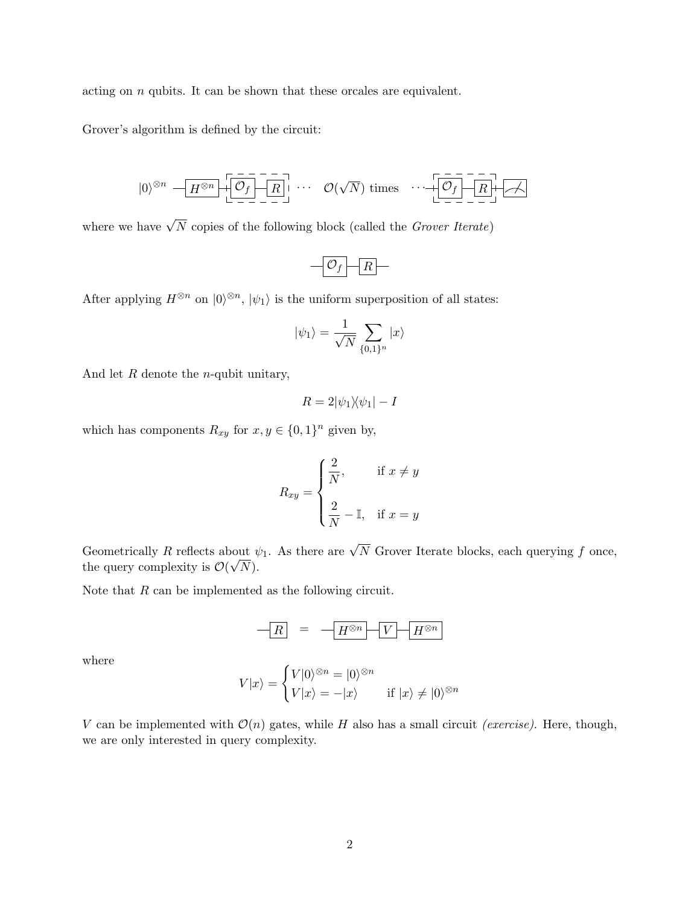acting on $n$ qubits. It can be shown that these orcales are equivalent.

Grover's algorithm is defined by the circuit:

$$|0\rangle^{\otimes n} \; - \boxed{H^{\otimes n}} - \boxed{\mathcal{O}_f} - \boxed{R} - \cdots \quad \mathcal{O}(\sqrt{N}) \text{ times} \quad \cdots - \boxed{\mathcal{O}_f} - \boxed{R} - \text{(measure)}$$

where we have $\sqrt{N}$ copies of the following block (called the *Grover Iterate*)

$$- \boxed{\mathcal{O}_f} - \boxed{R} -$$

After applying $H^{\otimes n}$ on $|0\rangle^{\otimes n}$, $|\psi_1\rangle$ is the uniform superposition of all states:

$$|\psi_1\rangle = \frac{1}{\sqrt{N}} \sum_{\{0,1\}^n} |x\rangle$$

And let $R$ denote the $n$-qubit unitary,

$$R = 2|\psi_1\rangle\langle\psi_1| - I$$

which has components $R_{xy}$ for $x, y \in \{0,1\}^n$ given by,

$$R_{xy} = \begin{cases} \dfrac{2}{N}, & \text{if } x \neq y \\ \\ \dfrac{2}{N} - \mathbb{I}, & \text{if } x = y \end{cases}$$

Geometrically $R$ reflects about $\psi_1$. As there are $\sqrt{N}$ Grover Iterate blocks, each querying $f$ once, the query complexity is $\mathcal{O}(\sqrt{N})$.

Note that $R$ can be implemented as the following circuit.

$$- \boxed{R} - \quad = \quad - \boxed{H^{\otimes n}} - \boxed{V} - \boxed{H^{\otimes n}} -$$

where

$$V|x\rangle = \begin{cases} V|0\rangle^{\otimes n} = |0\rangle^{\otimes n} \\ V|x\rangle = -|x\rangle \qquad \text{if } |x\rangle \neq |0\rangle^{\otimes n} \end{cases}$$

$V$ can be implemented with $\mathcal{O}(n)$ gates, while $H$ also has a small circuit *(exercise)*. Here, though, we are only interested in query complexity.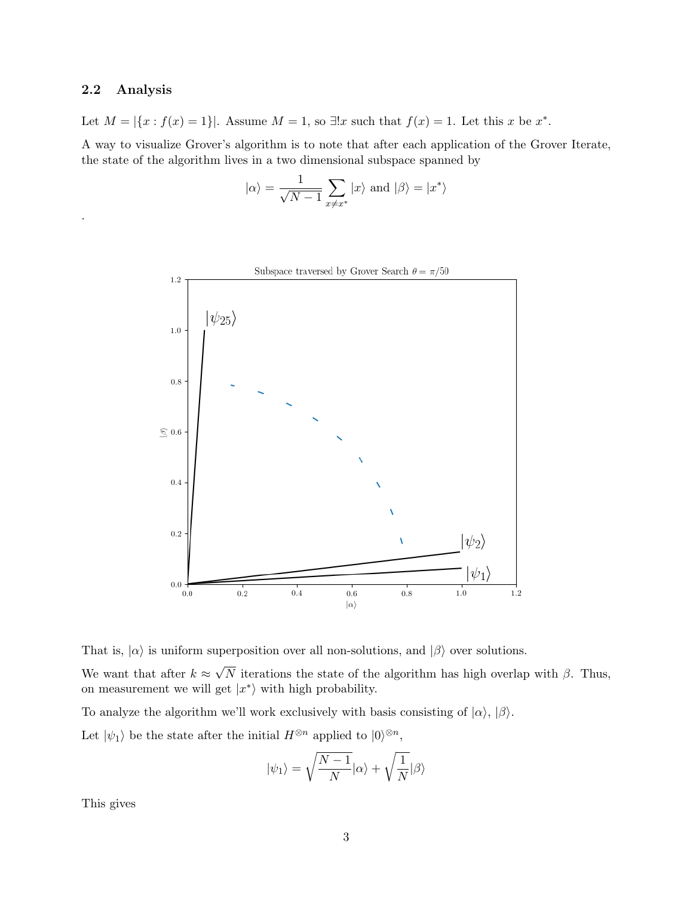### 2.2 Analysis

Let $M = |\{x : f(x) = 1\}|$. Assume $M = 1$, so $\exists! x$ such that $f(x) = 1$. Let this $x$ be $x^*$.

A way to visualize Grover's algorithm is to note that after each application of the Grover Iterate, the state of the algorithm lives in a two dimensional subspace spanned by

$$|\alpha\rangle = \frac{1}{\sqrt{N-1}} \sum_{x \neq x^*} |x\rangle \text{ and } |\beta\rangle = |x^*\rangle$$

.

That is, $|\alpha\rangle$ is uniform superposition over all non-solutions, and $|\beta\rangle$ over solutions.

We want that after $k \approx \sqrt{N}$ iterations the state of the algorithm has high overlap with $\beta$. Thus, on measurement we will get $|x^*\rangle$ with high probability.

To analyze the algorithm we'll work exclusively with basis consisting of $|\alpha\rangle$, $|\beta\rangle$.

Let $|\psi_1\rangle$ be the state after the initial $H^{\otimes n}$ applied to $|0\rangle^{\otimes n}$,

$$|\psi_1\rangle = \sqrt{\frac{N-1}{N}} |\alpha\rangle + \sqrt{\frac{1}{N}} |\beta\rangle$$

This gives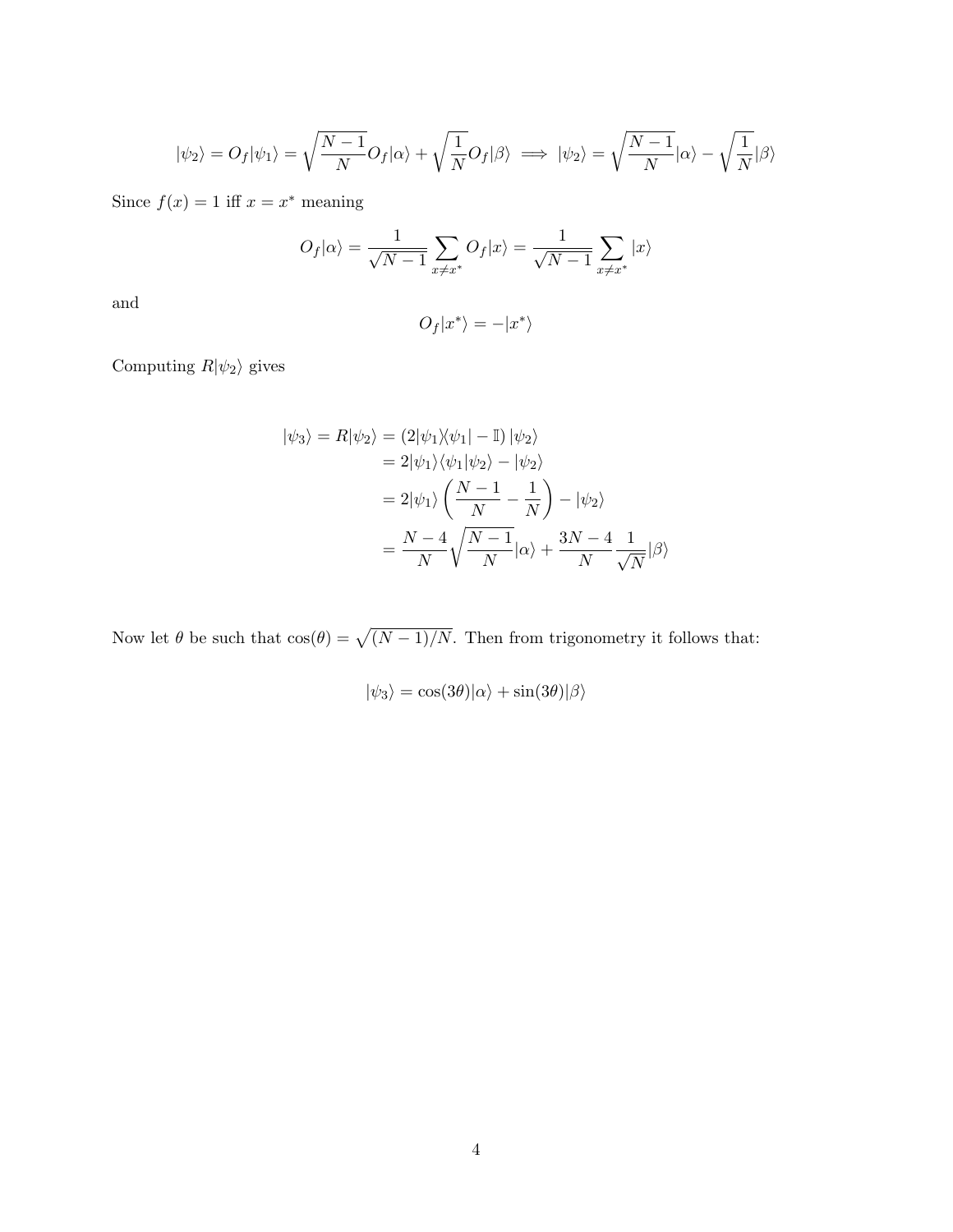$$|\psi_2\rangle = O_f|\psi_1\rangle = \sqrt{\frac{N-1}{N}}O_f|\alpha\rangle + \sqrt{\frac{1}{N}}O_f|\beta\rangle \implies |\psi_2\rangle = \sqrt{\frac{N-1}{N}}|\alpha\rangle - \sqrt{\frac{1}{N}}|\beta\rangle$$

Since $f(x) = 1$ iff $x = x^*$ meaning

$$O_f|\alpha\rangle = \frac{1}{\sqrt{N-1}}\sum_{x \neq x^*} O_f|x\rangle = \frac{1}{\sqrt{N-1}}\sum_{x \neq x^*}|x\rangle$$

and

$$O_f|x^*\rangle = -|x^*\rangle$$

Computing $R|\psi_2\rangle$ gives

$$\begin{aligned}
|\psi_3\rangle = R|\psi_2\rangle &= (2|\psi_1\rangle\langle\psi_1| - \mathbb{I})\,|\psi_2\rangle \\
&= 2|\psi_1\rangle\langle\psi_1|\psi_2\rangle - |\psi_2\rangle \\
&= 2|\psi_1\rangle\left(\frac{N-1}{N} - \frac{1}{N}\right) - |\psi_2\rangle \\
&= \frac{N-4}{N}\sqrt{\frac{N-1}{N}}|\alpha\rangle + \frac{3N-4}{N}\frac{1}{\sqrt{N}}|\beta\rangle
\end{aligned}$$

Now let $\theta$ be such that $\cos(\theta) = \sqrt{(N-1)/N}$. Then from trigonometry it follows that:

$$|\psi_3\rangle = \cos(3\theta)|\alpha\rangle + \sin(3\theta)|\beta\rangle$$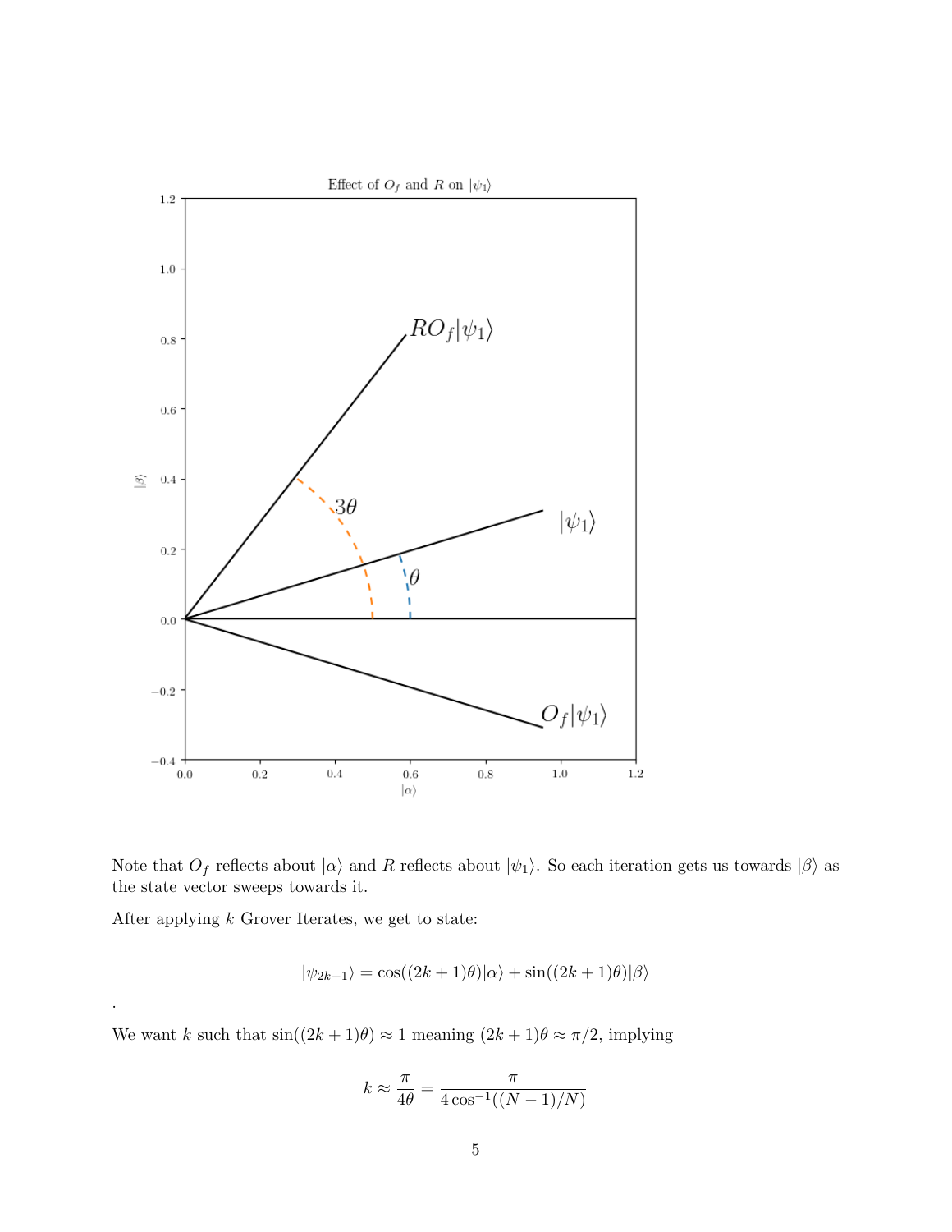Note that $O_f$ reflects about $|\alpha\rangle$ and $R$ reflects about $|\psi_1\rangle$. So each iteration gets us towards $|\beta\rangle$ as the state vector sweeps towards it.

After applying $k$ Grover Iterates, we get to state:

$$|\psi_{2k+1}\rangle = \cos((2k+1)\theta)|\alpha\rangle + \sin((2k+1)\theta)|\beta\rangle$$

.

We want $k$ such that $\sin((2k+1)\theta) \approx 1$ meaning $(2k+1)\theta \approx \pi/2$, implying

$$k \approx \frac{\pi}{4\theta} = \frac{\pi}{4\cos^{-1}((N-1)/N)}$$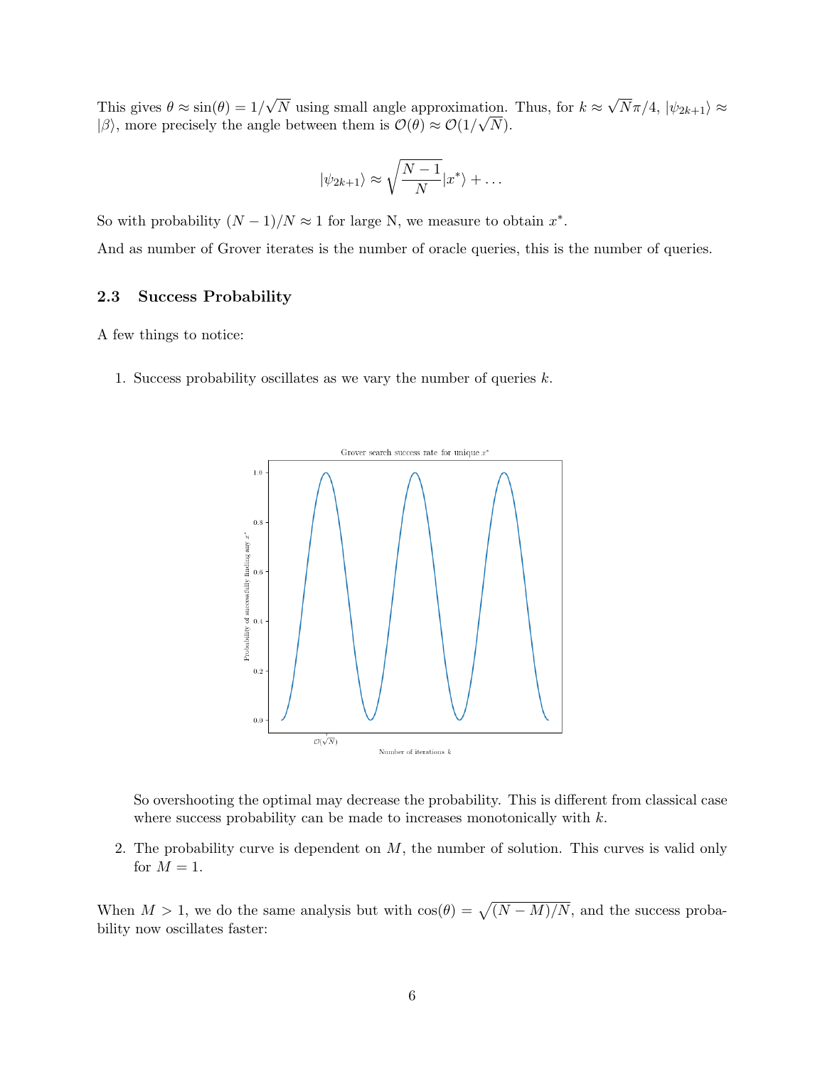This gives $\theta \approx \sin(\theta) = 1/\sqrt{N}$ using small angle approximation. Thus, for $k \approx \sqrt{N}\pi/4$, $|\psi_{2k+1}\rangle \approx |\beta\rangle$, more precisely the angle between them is $\mathcal{O}(\theta) \approx \mathcal{O}(1/\sqrt{N})$.

$$|\psi_{2k+1}\rangle \approx \sqrt{\frac{N-1}{N}}|x^*\rangle + \dots$$

So with probability $(N-1)/N \approx 1$ for large N, we measure to obtain $x^*$.

And as number of Grover iterates is the number of oracle queries, this is the number of queries.

### 2.3 Success Probability

A few things to notice:

1. Success probability oscillates as we vary the number of queries $k$.

   So overshooting the optimal may decrease the probability. This is different from classical case where success probability can be made to increases monotonically with $k$.

2. The probability curve is dependent on $M$, the number of solution. This curves is valid only for $M = 1$.

When $M > 1$, we do the same analysis but with $\cos(\theta) = \sqrt{(N-M)/N}$, and the success probability now oscillates faster: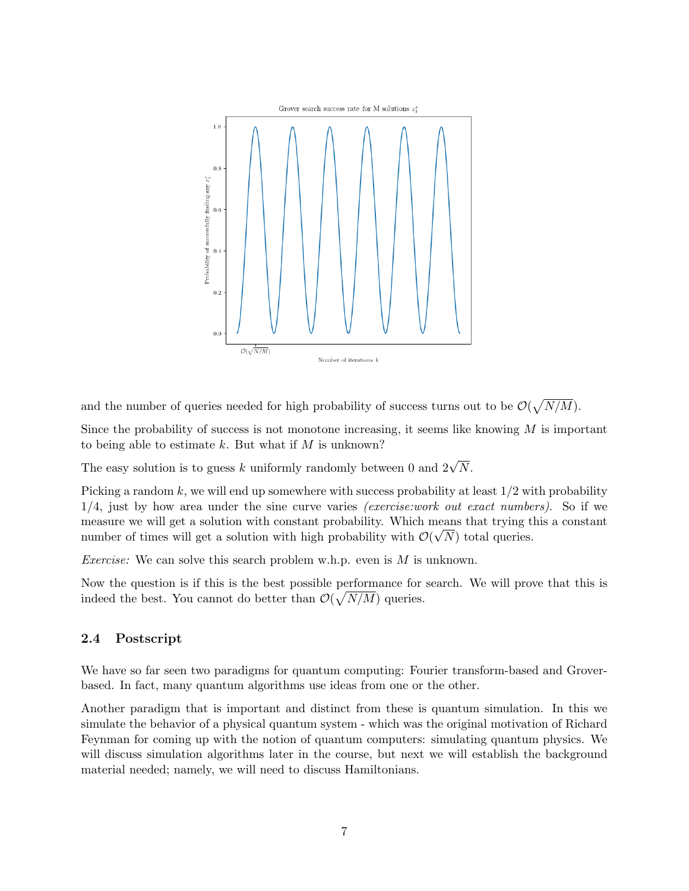and the number of queries needed for high probability of success turns out to be $\mathcal{O}(\sqrt{N/M})$.

Since the probability of success is not monotone increasing, it seems like knowing $M$ is important to being able to estimate $k$. But what if $M$ is unknown?

The easy solution is to guess $k$ uniformly randomly between 0 and $2\sqrt{N}$.

Picking a random $k$, we will end up somewhere with success probability at least $1/2$ with probability $1/4$, just by how area under the sine curve varies *(exercise:work out exact numbers)*. So if we measure we will get a solution with constant probability. Which means that trying this a constant number of times will get a solution with high probability with $\mathcal{O}(\sqrt{N})$ total queries.

*Exercise:* We can solve this search problem w.h.p. even is $M$ is unknown.

Now the question is if this is the best possible performance for search. We will prove that this is indeed the best. You cannot do better than $\mathcal{O}(\sqrt{N/M})$ queries.

### 2.4 Postscript

We have so far seen two paradigms for quantum computing: Fourier transform-based and Grover-based. In fact, many quantum algorithms use ideas from one or the other.

Another paradigm that is important and distinct from these is quantum simulation. In this we simulate the behavior of a physical quantum system - which was the original motivation of Richard Feynman for coming up with the notion of quantum computers: simulating quantum physics. We will discuss simulation algorithms later in the course, but next we will establish the background material needed; namely, we will need to discuss Hamiltonians.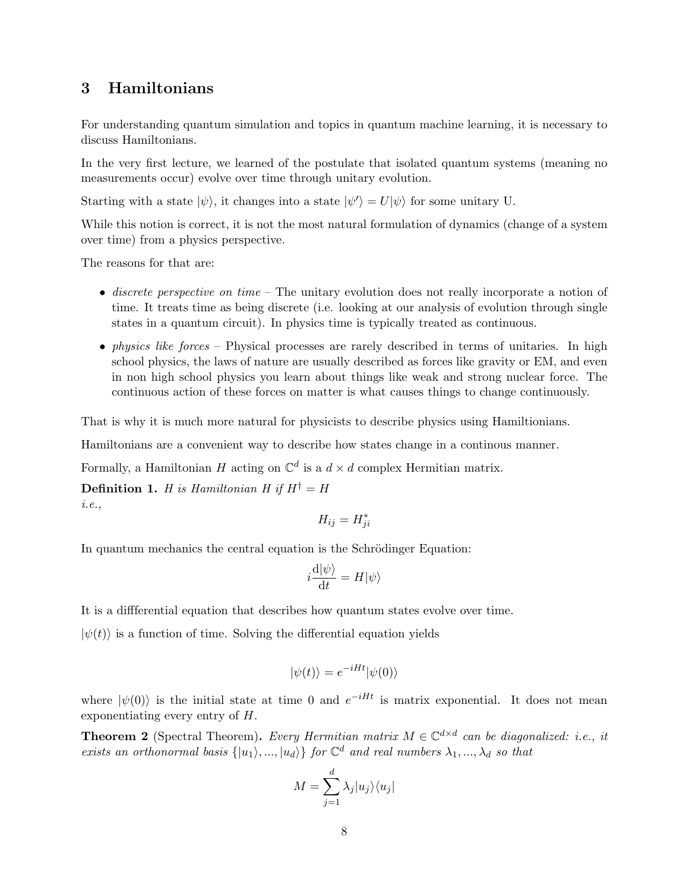## 3 Hamiltonians

For understanding quantum simulation and topics in quantum machine learning, it is necessary to discuss Hamiltonians.

In the very first lecture, we learned of the postulate that isolated quantum systems (meaning no measurements occur) evolve over time through unitary evolution.

Starting with a state $|\psi\rangle$, it changes into a state $|\psi'\rangle = U|\psi\rangle$ for some unitary U.

While this notion is correct, it is not the most natural formulation of dynamics (change of a system over time) from a physics perspective.

The reasons for that are:

- *discrete perspective on time* – The unitary evolution does not really incorporate a notion of time. It treats time as being discrete (i.e. looking at our analysis of evolution through single states in a quantum circuit). In physics time is typically treated as continuous.
- *physics like forces* – Physical processes are rarely described in terms of unitaries. In high school physics, the laws of nature are usually described as forces like gravity or EM, and even in non high school physics you learn about things like weak and strong nuclear force. The continuous action of these forces on matter is what causes things to change continuously.

That is why it is much more natural for physicists to describe physics using Hamiltonians.

Hamiltonians are a convenient way to describe how states change in a continous manner.

Formally, a Hamiltonian $H$ acting on $\mathbb{C}^d$ is a $d \times d$ complex Hermitian matrix.

**Definition 1.** *H is Hamiltonian H if* $H^\dagger = H$
*i.e.,*

$$H_{ij} = H_{ji}^*$$

In quantum mechanics the central equation is the Schrödinger Equation:

$$i\frac{\mathrm{d}|\psi\rangle}{\mathrm{d}t} = H|\psi\rangle$$

It is a diffferential equation that describes how quantum states evolve over time.

$|\psi(t)\rangle$ is a function of time. Solving the differential equation yields

$$|\psi(t)\rangle = e^{-iHt}|\psi(0)\rangle$$

where $|\psi(0)\rangle$ is the initial state at time 0 and $e^{-iHt}$ is matrix exponential. It does not mean exponentiating every entry of $H$.

**Theorem 2** (Spectral Theorem)**.** *Every Hermitian matrix* $M \in \mathbb{C}^{d\times d}$ *can be diagonalized: i.e., it exists an orthonormal basis* $\{|u_1\rangle, ..., |u_d\rangle\}$ *for* $\mathbb{C}^d$ *and real numbers* $\lambda_1, ..., \lambda_d$ *so that*

$$M = \sum_{j=1}^{d} \lambda_j |u_j\rangle\langle u_j|$$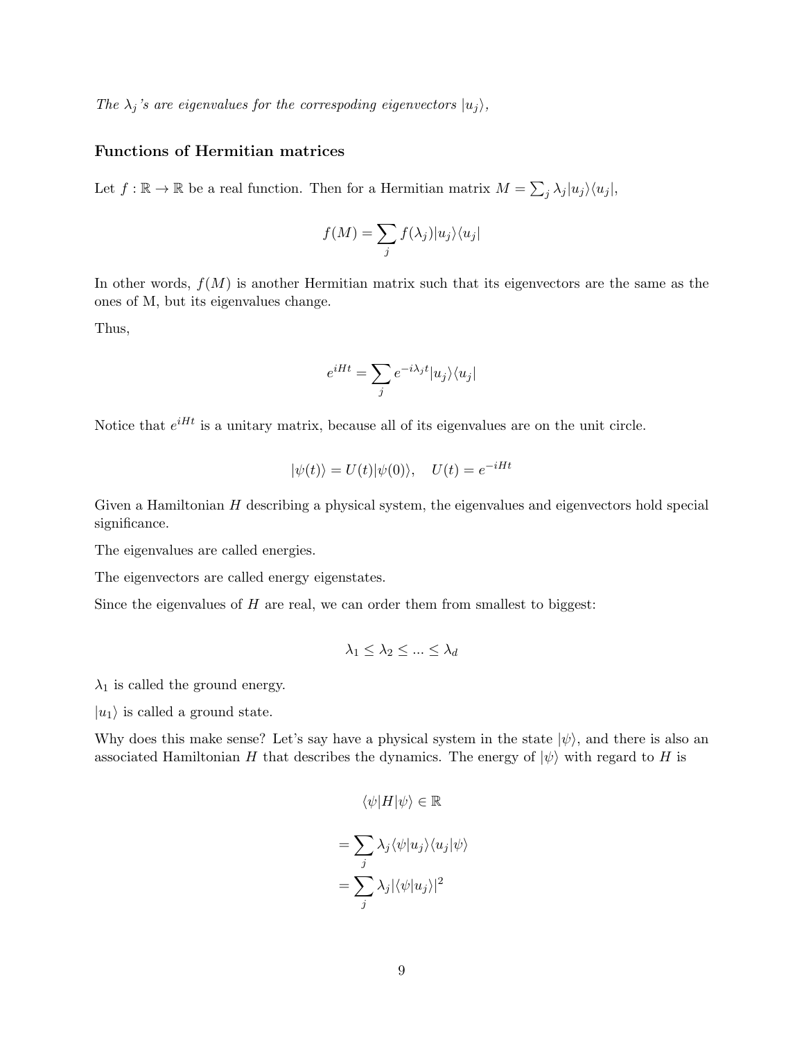*The $\lambda_j$'s are eigenvalues for the correspoding eigenvectors $|u_j\rangle$,*

### Functions of Hermitian matrices

Let $f : \mathbb{R} \to \mathbb{R}$ be a real function. Then for a Hermitian matrix $M = \sum_j \lambda_j |u_j\rangle\langle u_j|$,

$$f(M) = \sum_j f(\lambda_j) |u_j\rangle\langle u_j|$$

In other words, $f(M)$ is another Hermitian matrix such that its eigenvectors are the same as the ones of M, but its eigenvalues change.

Thus,

$$e^{iHt} = \sum_j e^{-i\lambda_j t} |u_j\rangle\langle u_j|$$

Notice that $e^{iHt}$ is a unitary matrix, because all of its eigenvalues are on the unit circle.

$$|\psi(t)\rangle = U(t)|\psi(0)\rangle, \quad U(t) = e^{-iHt}$$

Given a Hamiltonian $H$ describing a physical system, the eigenvalues and eigenvectors hold special significance.

The eigenvalues are called energies.

The eigenvectors are called energy eigenstates.

Since the eigenvalues of $H$ are real, we can order them from smallest to biggest:

$$\lambda_1 \leq \lambda_2 \leq ... \leq \lambda_d$$

$\lambda_1$ is called the ground energy.

$|u_1\rangle$ is called a ground state.

Why does this make sense? Let's say have a physical system in the state $|\psi\rangle$, and there is also an associated Hamiltonian $H$ that describes the dynamics. The energy of $|\psi\rangle$ with regard to $H$ is

$$\langle\psi|H|\psi\rangle \in \mathbb{R}$$

$$= \sum_j \lambda_j \langle\psi|u_j\rangle\langle u_j|\psi\rangle$$

$$= \sum_j \lambda_j |\langle\psi|u_j\rangle|^2$$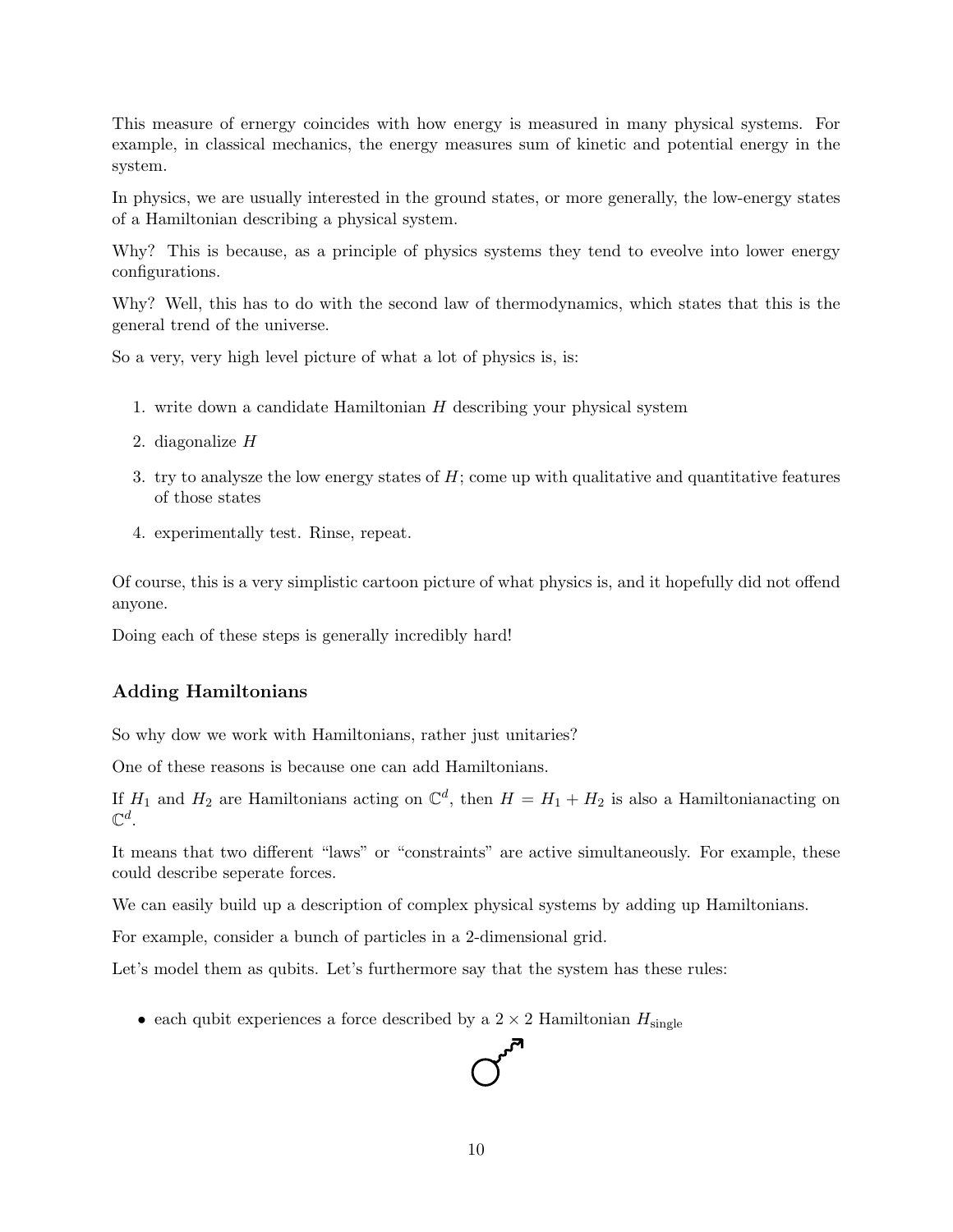This measure of ernergy coincides with how energy is measured in many physical systems. For example, in classical mechanics, the energy measures sum of kinetic and potential energy in the system.

In physics, we are usually interested in the ground states, or more generally, the low-energy states of a Hamiltonian describing a physical system.

Why? This is because, as a principle of physics systems they tend to eveolve into lower energy configurations.

Why? Well, this has to do with the second law of thermodynamics, which states that this is the general trend of the universe.

So a very, very high level picture of what a lot of physics is, is:

1. write down a candidate Hamiltonian $H$ describing your physical system
2. diagonalize $H$
3. try to analysze the low energy states of $H$; come up with qualitative and quantitative features of those states
4. experimentally test. Rinse, repeat.

Of course, this is a very simplistic cartoon picture of what physics is, and it hopefully did not offend anyone.

Doing each of these steps is generally incredibly hard!

### Adding Hamiltonians

So why dow we work with Hamiltonians, rather just unitaries?

One of these reasons is because one can add Hamiltonians.

If $H_1$ and $H_2$ are Hamiltonians acting on $\mathbb{C}^d$, then $H = H_1 + H_2$ is also a Hamiltonianacting on $\mathbb{C}^d$.

It means that two different "laws" or "constraints" are active simultaneously. For example, these could describe seperate forces.

We can easily build up a description of complex physical systems by adding up Hamiltonians.

For example, consider a bunch of particles in a 2-dimensional grid.

Let's model them as qubits. Let's furthermore say that the system has these rules:

- each qubit experiences a force described by a $2 \times 2$ Hamiltonian $H_{\text{single}}$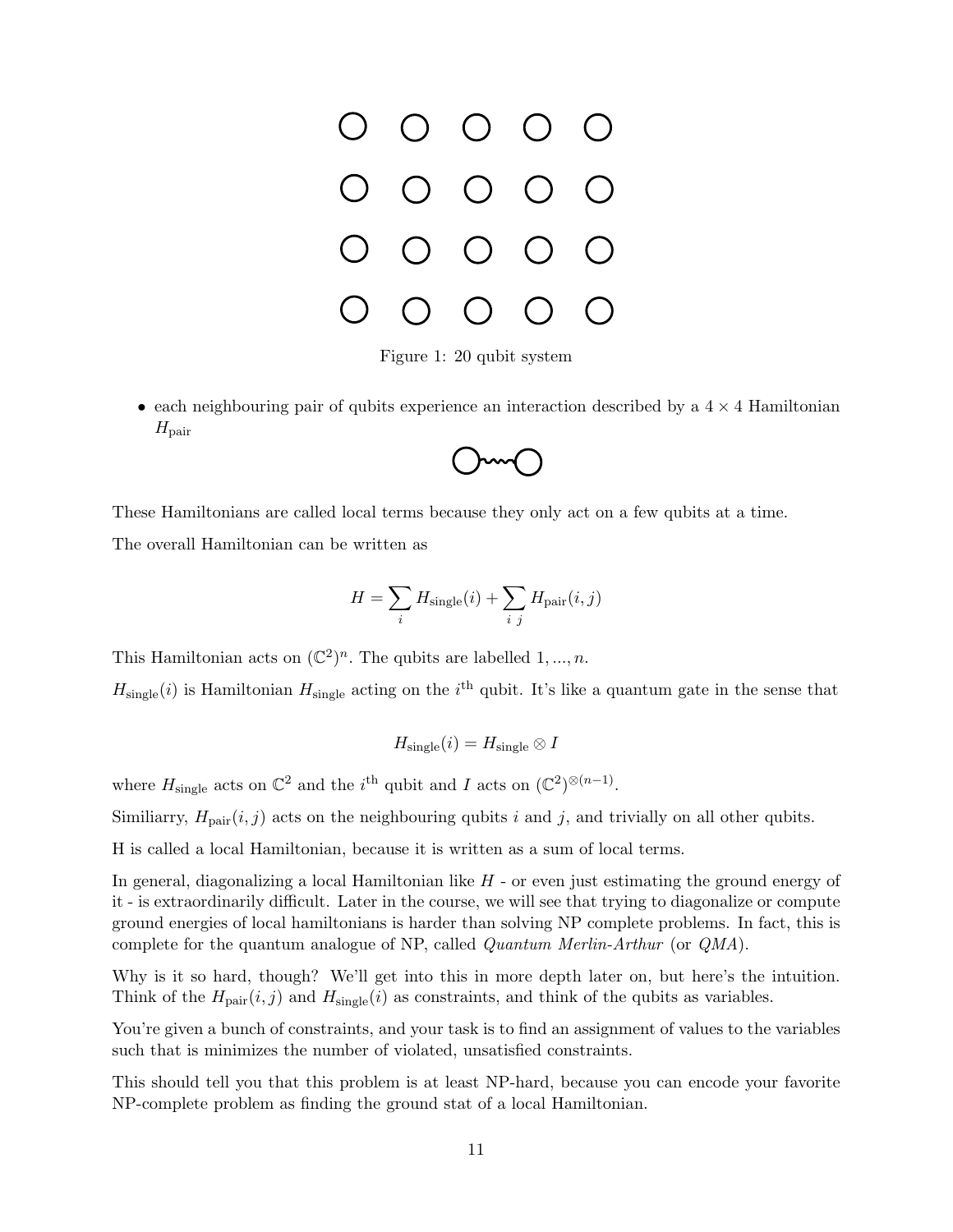Figure 1: 20 qubit system

- each neighbouring pair of qubits experience an interaction described by a $4 \times 4$ Hamiltonian $H_{\text{pair}}$

These Hamiltonians are called local terms because they only act on a few qubits at a time.

The overall Hamiltonian can be written as

$$H = \sum_i H_{\text{single}}(i) + \sum_{i\ j} H_{\text{pair}}(i, j)$$

This Hamiltonian acts on $(\mathbb{C}^2)^n$. The qubits are labelled $1, ..., n$.

$H_{\text{single}}(i)$ is Hamiltonian $H_{\text{single}}$ acting on the $i^{\text{th}}$ qubit. It's like a quantum gate in the sense that

$$H_{\text{single}}(i) = H_{\text{single}} \otimes I$$

where $H_{\text{single}}$ acts on $\mathbb{C}^2$ and the $i^{\text{th}}$ qubit and $I$ acts on $(\mathbb{C}^2)^{\otimes(n-1)}$.

Similiarry, $H_{\text{pair}}(i, j)$ acts on the neighbouring qubits $i$ and $j$, and trivially on all other qubits.

H is called a local Hamiltonian, because it is written as a sum of local terms.

In general, diagonalizing a local Hamiltonian like $H$ - or even just estimating the ground energy of it - is extraordinarily difficult. Later in the course, we will see that trying to diagonalize or compute ground energies of local hamiltonians is harder than solving NP complete problems. In fact, this is complete for the quantum analogue of NP, called *Quantum Merlin-Arthur* (or *QMA*).

Why is it so hard, though? We'll get into this in more depth later on, but here's the intuition. Think of the $H_{\text{pair}}(i, j)$ and $H_{\text{single}}(i)$ as constraints, and think of the qubits as variables.

You're given a bunch of constraints, and your task is to find an assignment of values to the variables such that is minimizes the number of violated, unsatisfied constraints.

This should tell you that this problem is at least NP-hard, because you can encode your favorite NP-complete problem as finding the ground stat of a local Hamiltonian.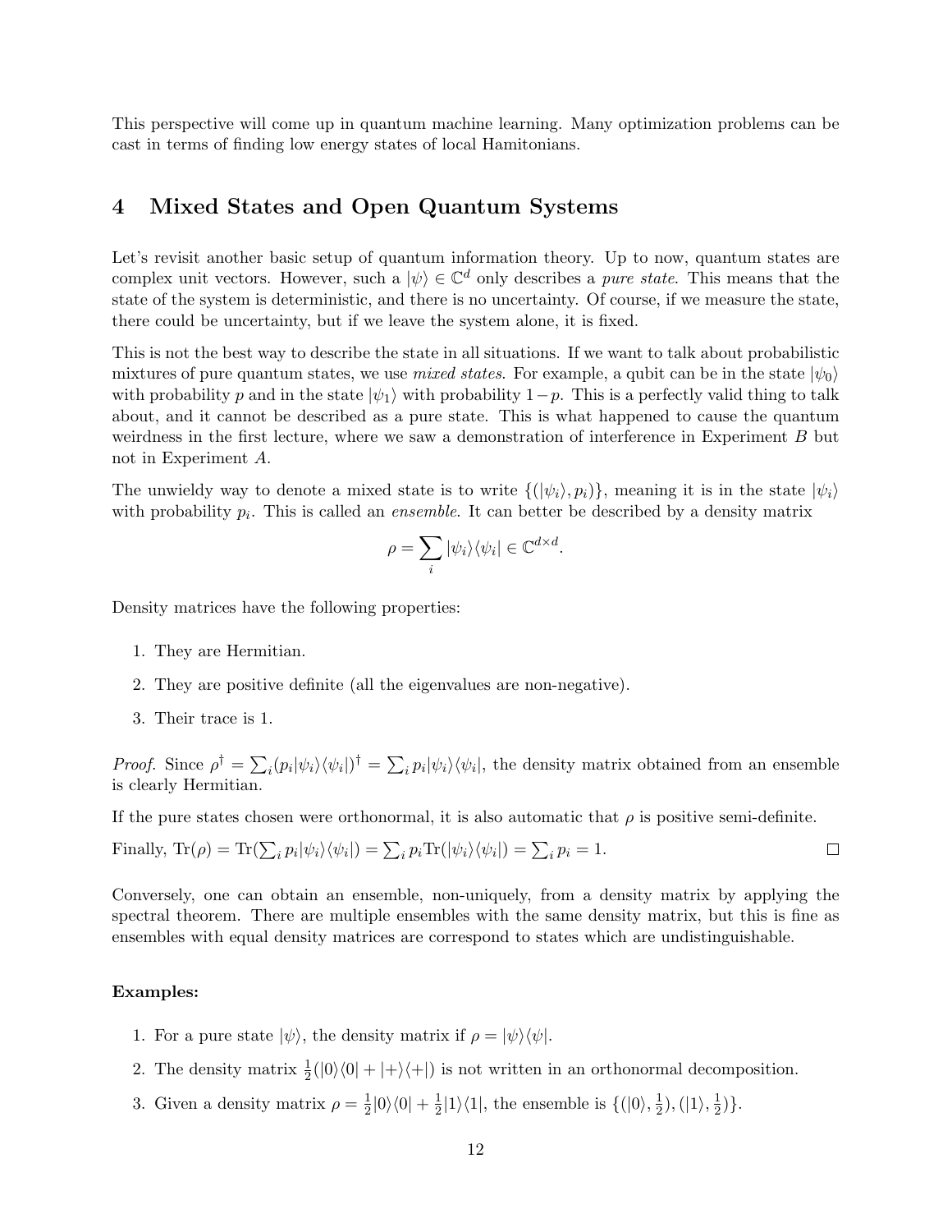This perspective will come up in quantum machine learning. Many optimization problems can be cast in terms of finding low energy states of local Hamitonians.

## 4 Mixed States and Open Quantum Systems

Let's revisit another basic setup of quantum information theory. Up to now, quantum states are complex unit vectors. However, such a $|\psi\rangle \in \mathbb{C}^d$ only describes a *pure state*. This means that the state of the system is deterministic, and there is no uncertainty. Of course, if we measure the state, there could be uncertainty, but if we leave the system alone, it is fixed.

This is not the best way to describe the state in all situations. If we want to talk about probabilistic mixtures of pure quantum states, we use *mixed states*. For example, a qubit can be in the state $|\psi_0\rangle$ with probability $p$ and in the state $|\psi_1\rangle$ with probability $1-p$. This is a perfectly valid thing to talk about, and it cannot be described as a pure state. This is what happened to cause the quantum weirdness in the first lecture, where we saw a demonstration of interference in Experiment $B$ but not in Experiment $A$.

The unwieldy way to denote a mixed state is to write $\{(|\psi_i\rangle, p_i)\}$, meaning it is in the state $|\psi_i\rangle$ with probability $p_i$. This is called an *ensemble*. It can better be described by a density matrix

$$\rho = \sum_i |\psi_i\rangle\langle\psi_i| \in \mathbb{C}^{d\times d}.$$

Density matrices have the following properties:

1. They are Hermitian.
2. They are positive definite (all the eigenvalues are non-negative).
3. Their trace is 1.

*Proof.* Since $\rho^\dagger = \sum_i (p_i|\psi_i\rangle\langle\psi_i|)^\dagger = \sum_i p_i|\psi_i\rangle\langle\psi_i|$, the density matrix obtained from an ensemble is clearly Hermitian.

If the pure states chosen were orthonormal, it is also automatic that $\rho$ is positive semi-definite.

Finally, $\text{Tr}(\rho) = \text{Tr}(\sum_i p_i|\psi_i\rangle\langle\psi_i|) = \sum_i p_i \text{Tr}(|\psi_i\rangle\langle\psi_i|) = \sum_i p_i = 1$. □

Conversely, one can obtain an ensemble, non-uniquely, from a density matrix by applying the spectral theorem. There are multiple ensembles with the same density matrix, but this is fine as ensembles with equal density matrices are correspond to states which are undistinguishable.

**Examples:**

1. For a pure state $|\psi\rangle$, the density matrix if $\rho = |\psi\rangle\langle\psi|$.
2. The density matrix $\frac{1}{2}(|0\rangle\langle 0| + |+\rangle\langle +|)$ is not written in an orthonormal decomposition.
3. Given a density matrix $\rho = \frac{1}{2}|0\rangle\langle 0| + \frac{1}{2}|1\rangle\langle 1|$, the ensemble is $\{(|0\rangle, \frac{1}{2}), (|1\rangle, \frac{1}{2})\}$.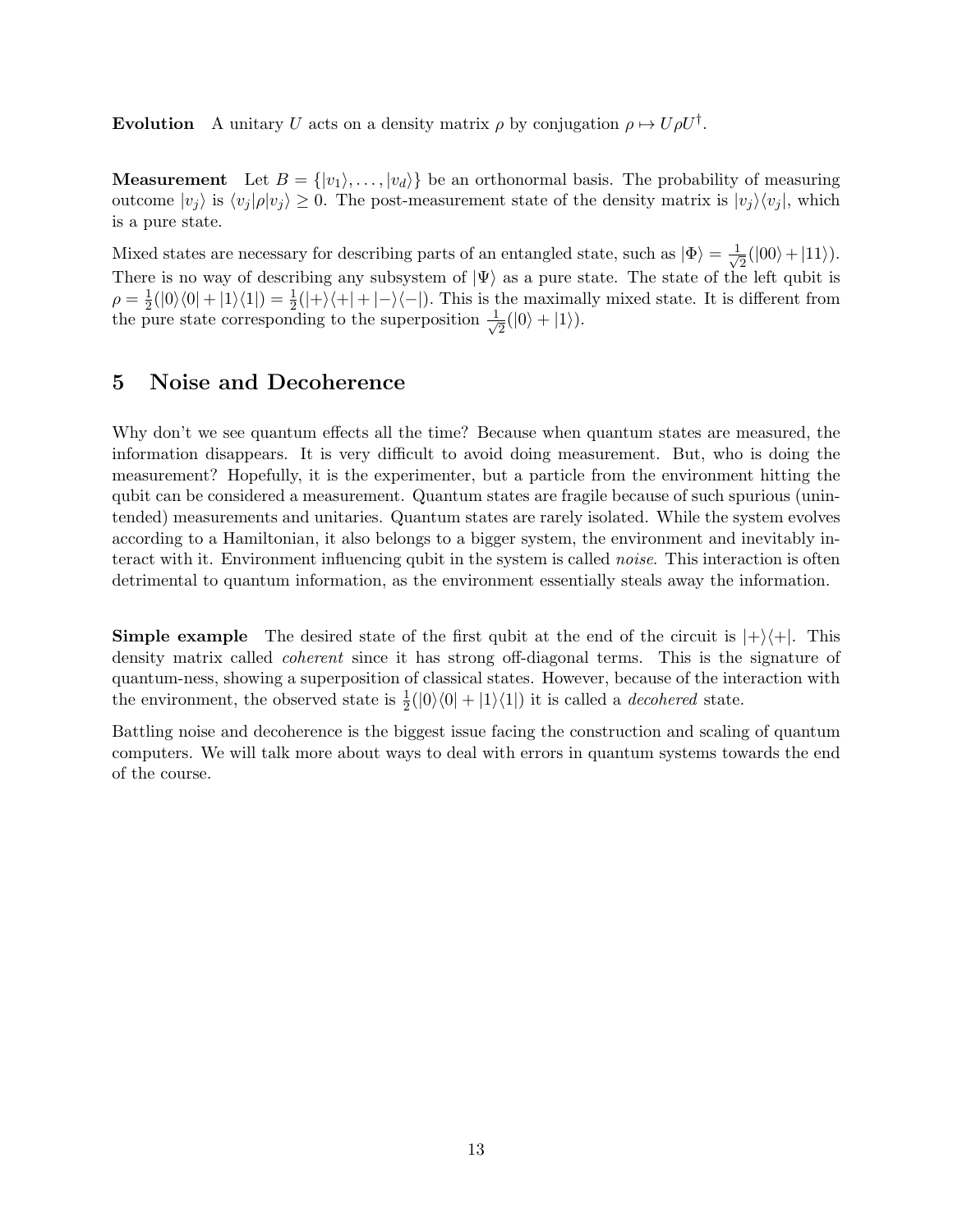**Evolution** A unitary $U$ acts on a density matrix $\rho$ by conjugation $\rho \mapsto U\rho U^\dagger$.

**Measurement** Let $B = \{|v_1\rangle, \ldots, |v_d\rangle\}$ be an orthonormal basis. The probability of measuring outcome $|v_j\rangle$ is $\langle v_j|\rho|v_j\rangle \geq 0$. The post-measurement state of the density matrix is $|v_j\rangle\langle v_j|$, which is a pure state.

Mixed states are necessary for describing parts of an entangled state, such as $|\Phi\rangle = \frac{1}{\sqrt{2}}(|00\rangle + |11\rangle)$. There is no way of describing any subsystem of $|\Psi\rangle$ as a pure state. The state of the left qubit is $\rho = \frac{1}{2}(|0\rangle\langle 0| + |1\rangle\langle 1|) = \frac{1}{2}(|+\rangle\langle +| + |-\rangle\langle -|)$. This is the maximally mixed state. It is different from the pure state corresponding to the superposition $\frac{1}{\sqrt{2}}(|0\rangle + |1\rangle)$.

## 5 Noise and Decoherence

Why don't we see quantum effects all the time? Because when quantum states are measured, the information disappears. It is very difficult to avoid doing measurement. But, who is doing the measurement? Hopefully, it is the experimenter, but a particle from the environment hitting the qubit can be considered a measurement. Quantum states are fragile because of such spurious (unintended) measurements and unitaries. Quantum states are rarely isolated. While the system evolves according to a Hamiltonian, it also belongs to a bigger system, the environment and inevitably interact with it. Environment influencing qubit in the system is called *noise*. This interaction is often detrimental to quantum information, as the environment essentially steals away the information.

**Simple example** The desired state of the first qubit at the end of the circuit is $|+\rangle\langle +|$. This density matrix called *coherent* since it has strong off-diagonal terms. This is the signature of quantum-ness, showing a superposition of classical states. However, because of the interaction with the environment, the observed state is $\frac{1}{2}(|0\rangle\langle 0| + |1\rangle\langle 1|)$ it is called a *decohered* state.

Battling noise and decoherence is the biggest issue facing the construction and scaling of quantum computers. We will talk more about ways to deal with errors in quantum systems towards the end of the course.